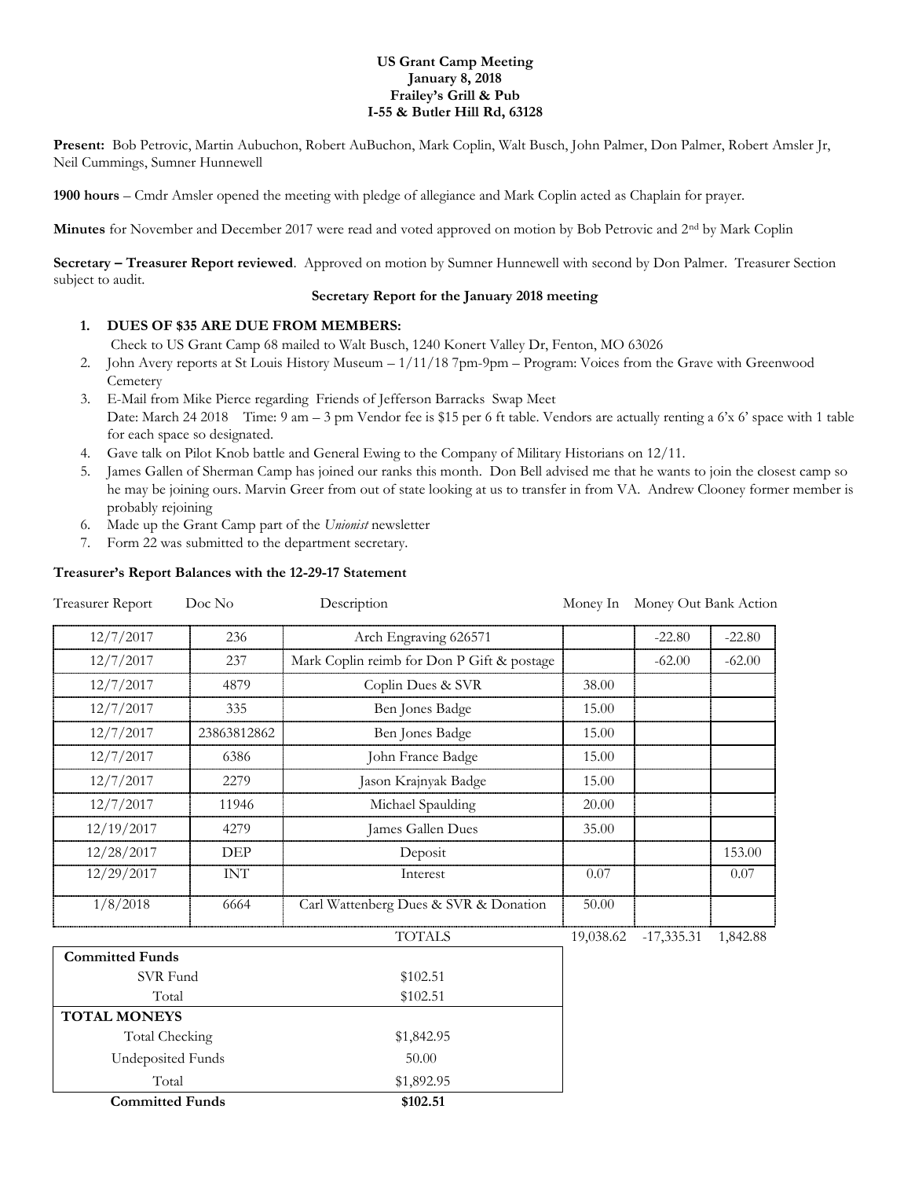**US Grant Camp Meeting**
**January 8, 2018**
**Frailey's Grill & Pub**
**I-55 & Butler Hill Rd, 63128**

**Present:** Bob Petrovic, Martin Aubuchon, Robert AuBuchon, Mark Coplin, Walt Busch, John Palmer, Don Palmer, Robert Amsler Jr, Neil Cummings, Sumner Hunnewell

**1900 hours** – Cmdr Amsler opened the meeting with pledge of allegiance and Mark Coplin acted as Chaplain for prayer.

**Minutes** for November and December 2017 were read and voted approved on motion by Bob Petrovic and 2nd by Mark Coplin

**Secretary – Treasurer Report reviewed**. Approved on motion by Sumner Hunnewell with second by Don Palmer. Treasurer Section subject to audit.

**Secretary Report for the January 2018 meeting**

1. **DUES OF $35 ARE DUE FROM MEMBERS:**
   Check to US Grant Camp 68 mailed to Walt Busch, 1240 Konert Valley Dr, Fenton, MO 63026
2. John Avery reports at St Louis History Museum – 1/11/18 7pm-9pm – Program: Voices from the Grave with Greenwood Cemetery
3. E-Mail from Mike Pierce regarding Friends of Jefferson Barracks Swap Meet
   Date: March 24 2018 Time: 9 am – 3 pm Vendor fee is $15 per 6 ft table. Vendors are actually renting a 6'x 6' space with 1 table for each space so designated.
4. Gave talk on Pilot Knob battle and General Ewing to the Company of Military Historians on 12/11.
5. James Gallen of Sherman Camp has joined our ranks this month. Don Bell advised me that he wants to join the closest camp so he may be joining ours. Marvin Greer from out of state looking at us to transfer in from VA. Andrew Clooney former member is probably rejoining
6. Made up the Grant Camp part of the *Unionist* newsletter
7. Form 22 was submitted to the department secretary.

**Treasurer's Report Balances with the 12-29-17 Statement**

| Treasurer Report | Doc No | Description | Money In | Money Out | Bank Action |
|---|---|---|---|---|---|
| 12/7/2017 | 236 | Arch Engraving 626571 | | -22.80 | -22.80 |
| 12/7/2017 | 237 | Mark Coplin reimb for Don P Gift & postage | | -62.00 | -62.00 |
| 12/7/2017 | 4879 | Coplin Dues & SVR | 38.00 | | |
| 12/7/2017 | 335 | Ben Jones Badge | 15.00 | | |
| 12/7/2017 | 23863812862 | Ben Jones Badge | 15.00 | | |
| 12/7/2017 | 6386 | John France Badge | 15.00 | | |
| 12/7/2017 | 2279 | Jason Krajnyak Badge | 15.00 | | |
| 12/7/2017 | 11946 | Michael Spaulding | 20.00 | | |
| 12/19/2017 | 4279 | James Gallen Dues | 35.00 | | |
| 12/28/2017 | DEP | Deposit | | | 153.00 |
| 12/29/2017 | INT | Interest | 0.07 | | 0.07 |
| 1/8/2018 | 6664 | Carl Wattenberg Dues & SVR & Donation | 50.00 | | |
| | | TOTALS | 19,038.62 | -17,335.31 | 1,842.88 |

| **Committed Funds** | |
|---|---|
| SVR Fund | $102.51 |
| Total | $102.51 |
| **TOTAL MONEYS** | |
| Total Checking | $1,842.95 |
| Undeposited Funds | 50.00 |
| Total | $1,892.95 |
| **Committed Funds** | **$102.51** |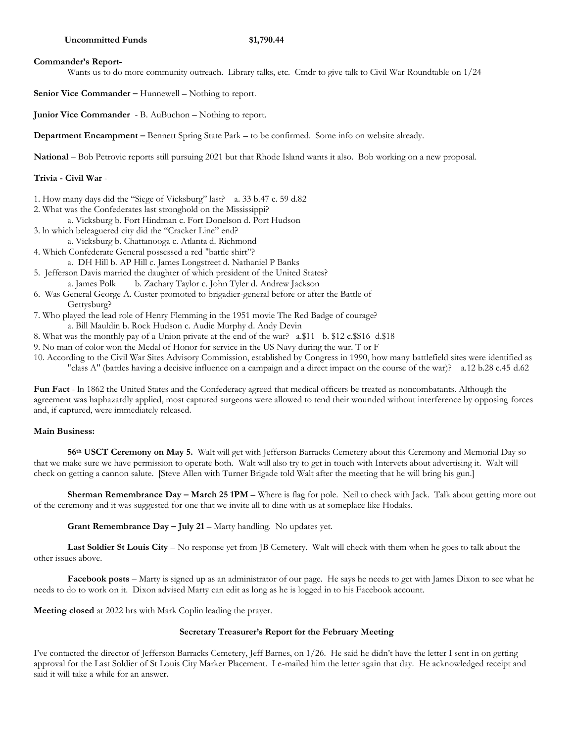**Uncommitted Funds** **$1,790.44**

**Commander's Report-**

Wants us to do more community outreach. Library talks, etc. Cmdr to give talk to Civil War Roundtable on 1/24

**Senior Vice Commander –** Hunnewell – Nothing to report.

**Junior Vice Commander** - B. AuBuchon – Nothing to report.

**Department Encampment –** Bennett Spring State Park – to be confirmed. Some info on website already.

**National** – Bob Petrovic reports still pursuing 2021 but that Rhode Island wants it also. Bob working on a new proposal.

**Trivia - Civil War** -

1. How many days did the "Siege of Vicksburg" last? a. 33 b.47 c. 59 d.82
2. What was the Confederates last stronghold on the Mississippi?
   a. Vicksburg b. Fort Hindman c. Fort Donelson d. Port Hudson
3. ln which beleaguered city did the "Cracker Line" end?
   a. Vicksburg b. Chattanooga c. Atlanta d. Richmond
4. Which Confederate General possessed a red "battle shirt"?
   a. DH Hill b. AP Hill c. James Longstreet d. Nathaniel P Banks
5. Jefferson Davis married the daughter of which president of the United States?
   a. James Polk b. Zachary Taylor c. John Tyler d. Andrew Jackson
6. Was General George A. Custer promoted to brigadier-general before or after the Battle of Gettysburg?
7. Who played the lead role of Henry Flemming in the 1951 movie The Red Badge of courage?
   a. Bill Mauldin b. Rock Hudson c. Audie Murphy d. Andy Devin
8. What was the monthly pay of a Union private at the end of the war? a.$11 b. $12 c.$S16 d.$18
9. No man of color won the Medal of Honor for service in the US Navy during the war. T or F
10. According to the Civil War Sites Advisory Commission, established by Congress in 1990, how many battlefield sites were identified as "class A" (battles having a decisive influence on a campaign and a direct impact on the course of the war)? a.12 b.28 c.45 d.62

**Fun Fact** - ln 1862 the United States and the Confederacy agreed that medical officers be treated as noncombatants. Although the agreement was haphazardly applied, most captured surgeons were allowed to tend their wounded without interference by opposing forces and, if captured, were immediately released.

**Main Business:**

**56th USCT Ceremony on May 5.** Walt will get with Jefferson Barracks Cemetery about this Ceremony and Memorial Day so that we make sure we have permission to operate both. Walt will also try to get in touch with Intervets about advertising it. Walt will check on getting a cannon salute. [Steve Allen with Turner Brigade told Walt after the meeting that he will bring his gun.]

**Sherman Remembrance Day – March 25 1PM** – Where is flag for pole. Neil to check with Jack. Talk about getting more out of the ceremony and it was suggested for one that we invite all to dine with us at someplace like Hodaks.

**Grant Remembrance Day – July 21** – Marty handling. No updates yet.

**Last Soldier St Louis City** – No response yet from JB Cemetery. Walt will check with them when he goes to talk about the other issues above.

**Facebook posts** – Marty is signed up as an administrator of our page. He says he needs to get with James Dixon to see what he needs to do to work on it. Dixon advised Marty can edit as long as he is logged in to his Facebook account.

**Meeting closed** at 2022 hrs with Mark Coplin leading the prayer.

## Secretary Treasurer's Report for the February Meeting

I've contacted the director of Jefferson Barracks Cemetery, Jeff Barnes, on 1/26. He said he didn't have the letter I sent in on getting approval for the Last Soldier of St Louis City Marker Placement. I e-mailed him the letter again that day. He acknowledged receipt and said it will take a while for an answer.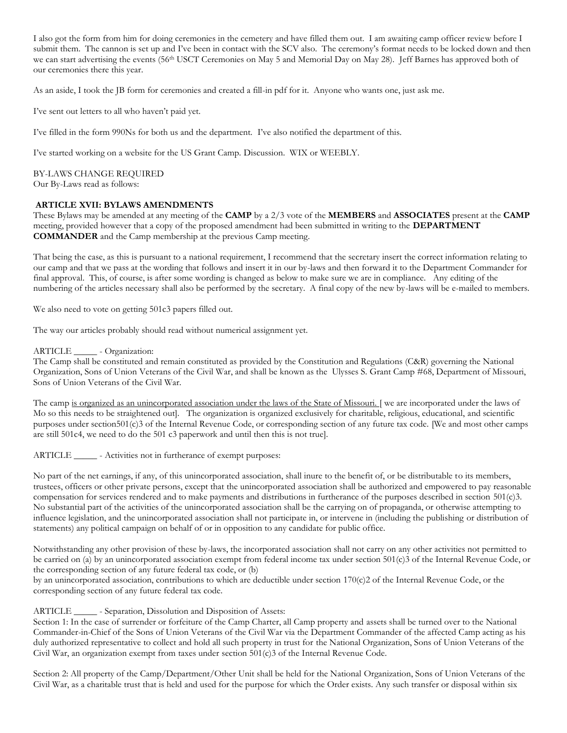I also got the form from him for doing ceremonies in the cemetery and have filled them out. I am awaiting camp officer review before I submit them. The cannon is set up and I've been in contact with the SCV also. The ceremony's format needs to be locked down and then we can start advertising the events (56th USCT Ceremonies on May 5 and Memorial Day on May 28). Jeff Barnes has approved both of our ceremonies there this year.

As an aside, I took the JB form for ceremonies and created a fill-in pdf for it. Anyone who wants one, just ask me.

I've sent out letters to all who haven't paid yet.

I've filled in the form 990Ns for both us and the department. I've also notified the department of this.

I've started working on a website for the US Grant Camp. Discussion. WIX or WEEBLY.

BY-LAWS CHANGE REQUIRED
Our By-Laws read as follows:

**ARTICLE XVII: BYLAWS AMENDMENTS**
These Bylaws may be amended at any meeting of the **CAMP** by a 2/3 vote of the **MEMBERS** and **ASSOCIATES** present at the **CAMP** meeting, provided however that a copy of the proposed amendment had been submitted in writing to the **DEPARTMENT COMMANDER** and the Camp membership at the previous Camp meeting.

That being the case, as this is pursuant to a national requirement, I recommend that the secretary insert the correct information relating to our camp and that we pass at the wording that follows and insert it in our by-laws and then forward it to the Department Commander for final approval. This, of course, is after some wording is changed as below to make sure we are in compliance. Any editing of the numbering of the articles necessary shall also be performed by the secretary. A final copy of the new by-laws will be e-mailed to members.

We also need to vote on getting 501c3 papers filled out.

The way our articles probably should read without numerical assignment yet.

ARTICLE _____ - Organization:
The Camp shall be constituted and remain constituted as provided by the Constitution and Regulations (C&R) governing the National Organization, Sons of Union Veterans of the Civil War, and shall be known as the Ulysses S. Grant Camp #68, Department of Missouri, Sons of Union Veterans of the Civil War.

The camp <u>is organized as an unincorporated association under the laws of the State of Missouri.</u> [ we are incorporated under the laws of Mo so this needs to be straightened out]. The organization is organized exclusively for charitable, religious, educational, and scientific purposes under section501(c)3 of the Internal Revenue Code, or corresponding section of any future tax code. [We and most other camps are still 501c4, we need to do the 501 c3 paperwork and until then this is not true].

ARTICLE _____ - Activities not in furtherance of exempt purposes:

No part of the net earnings, if any, of this unincorporated association, shall inure to the benefit of, or be distributable to its members, trustees, officers or other private persons, except that the unincorporated association shall be authorized and empowered to pay reasonable compensation for services rendered and to make payments and distributions in furtherance of the purposes described in section 501(c)3. No substantial part of the activities of the unincorporated association shall be the carrying on of propaganda, or otherwise attempting to influence legislation, and the unincorporated association shall not participate in, or intervene in (including the publishing or distribution of statements) any political campaign on behalf of or in opposition to any candidate for public office.

Notwithstanding any other provision of these by-laws, the incorporated association shall not carry on any other activities not permitted to be carried on (a) by an unincorporated association exempt from federal income tax under section 501(c)3 of the Internal Revenue Code, or the corresponding section of any future federal tax code, or (b)
by an unincorporated association, contributions to which are deductible under section 170(c)2 of the Internal Revenue Code, or the corresponding section of any future federal tax code.

ARTICLE _____ - Separation, Dissolution and Disposition of Assets:
Section 1: In the case of surrender or forfeiture of the Camp Charter, all Camp property and assets shall be turned over to the National Commander-in-Chief of the Sons of Union Veterans of the Civil War via the Department Commander of the affected Camp acting as his duly authorized representative to collect and hold all such property in trust for the National Organization, Sons of Union Veterans of the Civil War, an organization exempt from taxes under section 501(c)3 of the Internal Revenue Code.

Section 2: All property of the Camp/Department/Other Unit shall be held for the National Organization, Sons of Union Veterans of the Civil War, as a charitable trust that is held and used for the purpose for which the Order exists. Any such transfer or disposal within six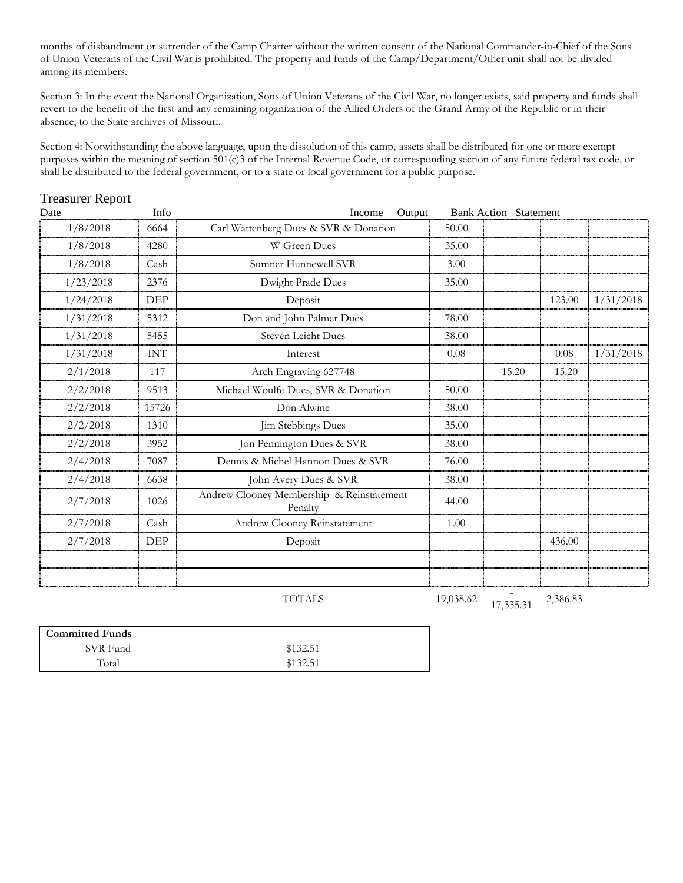months of disbandment or surrender of the Camp Charter without the written consent of the National Commander-in-Chief of the Sons of Union Veterans of the Civil War is prohibited. The property and funds of the Camp/Department/Other unit shall not be divided among its members.

Section 3: In the event the National Organization, Sons of Union Veterans of the Civil War, no longer exists, said property and funds shall revert to the benefit of the first and any remaining organization of the Allied Orders of the Grand Army of the Republic or in their absence, to the State archives of Missouri.

Section 4: Notwithstanding the above language, upon the dissolution of this camp, assets shall be distributed for one or more exempt purposes within the meaning of section 501(c)3 of the Internal Revenue Code, or corresponding section of any future federal tax code, or shall be distributed to the federal government, or to a state or local government for a public purpose.

## Treasurer Report

| Date | Info | | Income | Output | Bank Action | Statement |
|---|---|---|---|---|---|---|
| 1/8/2018 | 6664 | Carl Wattenberg Dues & SVR & Donation | 50.00 | | | |
| 1/8/2018 | 4280 | W Green Dues | 35.00 | | | |
| 1/8/2018 | Cash | Sumner Hunnewell SVR | 3.00 | | | |
| 1/23/2018 | 2376 | Dwight Prade Dues | 35.00 | | | |
| 1/24/2018 | DEP | Deposit | | | 123.00 | 1/31/2018 |
| 1/31/2018 | 5312 | Don and John Palmer Dues | 78.00 | | | |
| 1/31/2018 | 5455 | Steven Leicht Dues | 38.00 | | | |
| 1/31/2018 | INT | Interest | 0.08 | | 0.08 | 1/31/2018 |
| 2/1/2018 | 117 | Arch Engraving 627748 | | -15.20 | -15.20 | |
| 2/2/2018 | 9513 | Michael Woulfe Dues, SVR & Donation | 50.00 | | | |
| 2/2/2018 | 15726 | Don Alwine | 38.00 | | | |
| 2/2/2018 | 1310 | Jim Stebbings Dues | 35.00 | | | |
| 2/2/2018 | 3952 | Jon Pennington Dues & SVR | 38.00 | | | |
| 2/4/2018 | 7087 | Dennis & Michel Hannon Dues & SVR | 76.00 | | | |
| 2/4/2018 | 6638 | John Avery Dues & SVR | 38.00 | | | |
| 2/7/2018 | 1026 | Andrew Clooney Membership & Reinstatement Penalty | 44.00 | | | |
| 2/7/2018 | Cash | Andrew Clooney Reinstatement | 1.00 | | | |
| 2/7/2018 | DEP | Deposit | | | 436.00 | |
| | | | | | | |
| | | | | | | |
| | | TOTALS | 19,038.62 | -17,335.31 | 2,386.83 | |

| Committed Funds | |
|---|---|
| SVR Fund | $132.51 |
| Total | $132.51 |